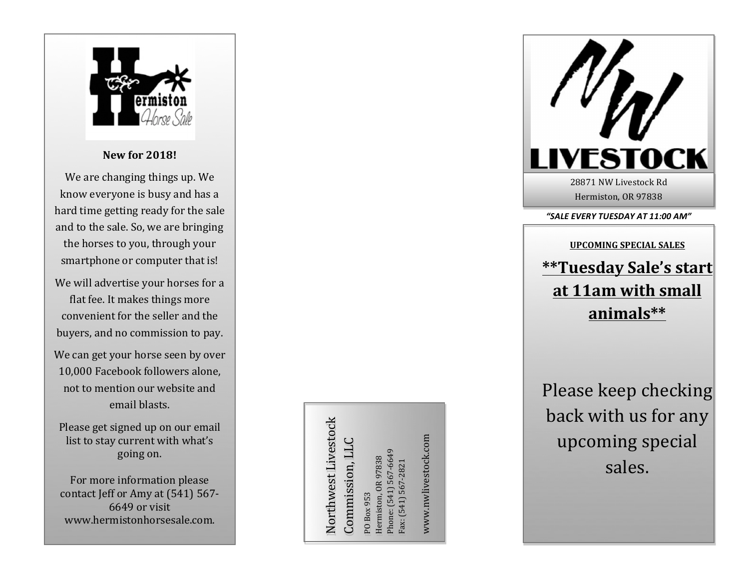Hermiston Horse Sale

**New for 2018!**

We are changing things up. We know everyone is busy and has a hard time getting ready for the sale and to the sale. So, we are bringing the horses to you, through your smartphone or computer that is!

We will advertise your horses for a flat fee. It makes things more convenient for the seller and the buyers, and no commission to pay.

We can get your horse seen by over 10,000 Facebook followers alone, not to mention our website and email blasts.

Please get signed up on our email list to stay current with what's going on.

For more information please contact Jeff or Amy at (541) 567-6649 or visit www.hermistonhorsesale.com.

Northwest Livestock Commission, LLC

PO Box 953
Hermiston, OR 97838
Phone: (541) 567-6649
Fax: (541) 567-2821

www.nwlivestock.com

# NW LIVESTOCK

28871 NW Livestock Rd
Hermiston, OR 97838

***"SALE EVERY TUESDAY AT 11:00 AM"***

**UPCOMING SPECIAL SALES**

## **Tuesday Sale's start at 11am with small animals**

Please keep checking back with us for any upcoming special sales.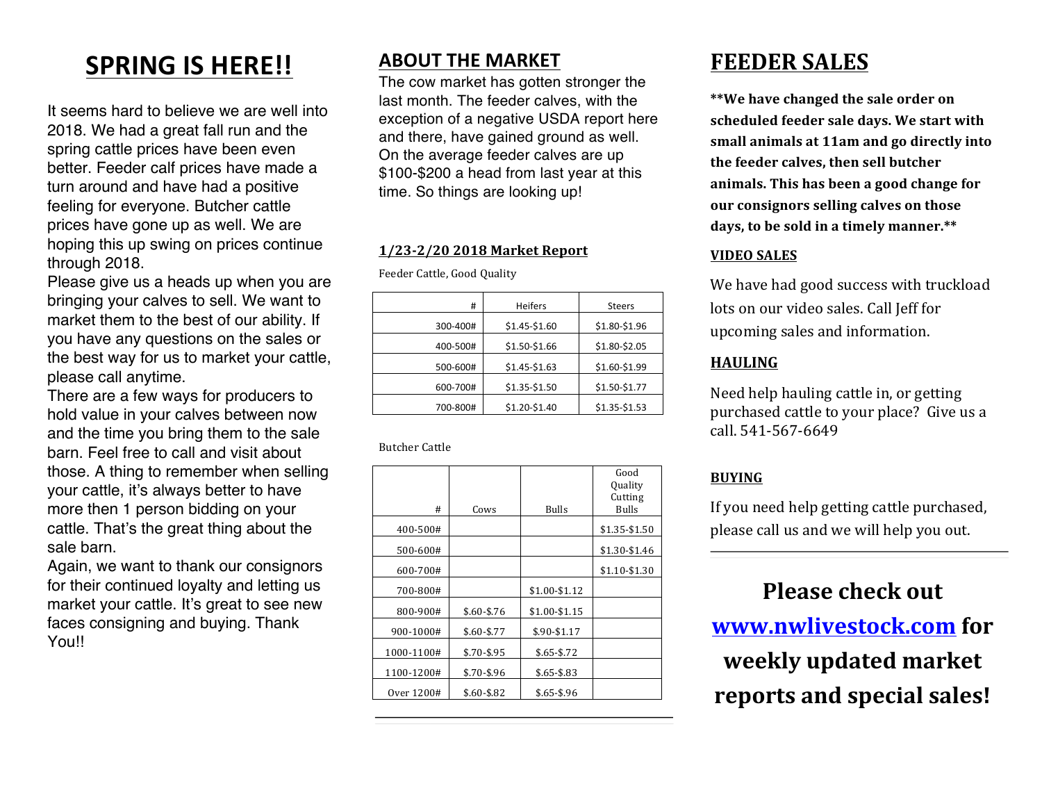# SPRING IS HERE!!

It seems hard to believe we are well into 2018. We had a great fall run and the spring cattle prices have been even better. Feeder calf prices have made a turn around and have had a positive feeling for everyone. Butcher cattle prices have gone up as well. We are hoping this up swing on prices continue through 2018.

Please give us a heads up when you are bringing your calves to sell. We want to market them to the best of our ability. If you have any questions on the sales or the best way for us to market your cattle, please call anytime.

There are a few ways for producers to hold value in your calves between now and the time you bring them to the sale barn. Feel free to call and visit about those. A thing to remember when selling your cattle, it's always better to have more then 1 person bidding on your cattle. That's the great thing about the sale barn.

Again, we want to thank our consignors for their continued loyalty and letting us market your cattle. It's great to see new faces consigning and buying. Thank You!!

## ABOUT THE MARKET

The cow market has gotten stronger the last month. The feeder calves, with the exception of a negative USDA report here and there, have gained ground as well. On the average feeder calves are up $100-$200 a head from last year at this time. So things are looking up!

### 1/23-2/20 2018 Market Report

Feeder Cattle, Good Quality

| # | Heifers | Steers |
|---|---|---|
| 300-400# | $1.45-$1.60 | $1.80-$1.96 |
| 400-500# | $1.50-$1.66 | $1.80-$2.05 |
| 500-600# | $1.45-$1.63 | $1.60-$1.99 |
| 600-700# | $1.35-$1.50 | $1.50-$1.77 |
| 700-800# | $1.20-$1.40 | $1.35-$1.53 |

Butcher Cattle

| # | Cows | Bulls | Good Quality Cutting Bulls |
|---|---|---|---|
| 400-500# | | | $1.35-$1.50 |
| 500-600# | | | $1.30-$1.46 |
| 600-700# | | | $1.10-$1.30 |
| 700-800# | | $1.00-$1.12 | |
| 800-900# | $.60-$.76 | $1.00-$1.15 | |
| 900-1000# | $.60-$.77 | $.90-$1.17 | |
| 1000-1100# | $.70-$.95 | $.65-$.72 | |
| 1100-1200# | $.70-$.96 | $.65-$.83 | |
| Over 1200# | $.60-$.82 | $.65-$.96 | |

## FEEDER SALES

**\*\*We have changed the sale order on scheduled feeder sale days. We start with small animals at 11am and go directly into the feeder calves, then sell butcher animals. This has been a good change for our consignors selling calves on those days, to be sold in a timely manner.\*\***

### VIDEO SALES

We have had good success with truckload lots on our video sales. Call Jeff for upcoming sales and information.

### HAULING

Need help hauling cattle in, or getting purchased cattle to your place? Give us a call. 541-567-6649

### BUYING

If you need help getting cattle purchased, please call us and we will help you out.

---

**Please check out [www.nwlivestock.com](http://www.nwlivestock.com) for weekly updated market reports and special sales!**